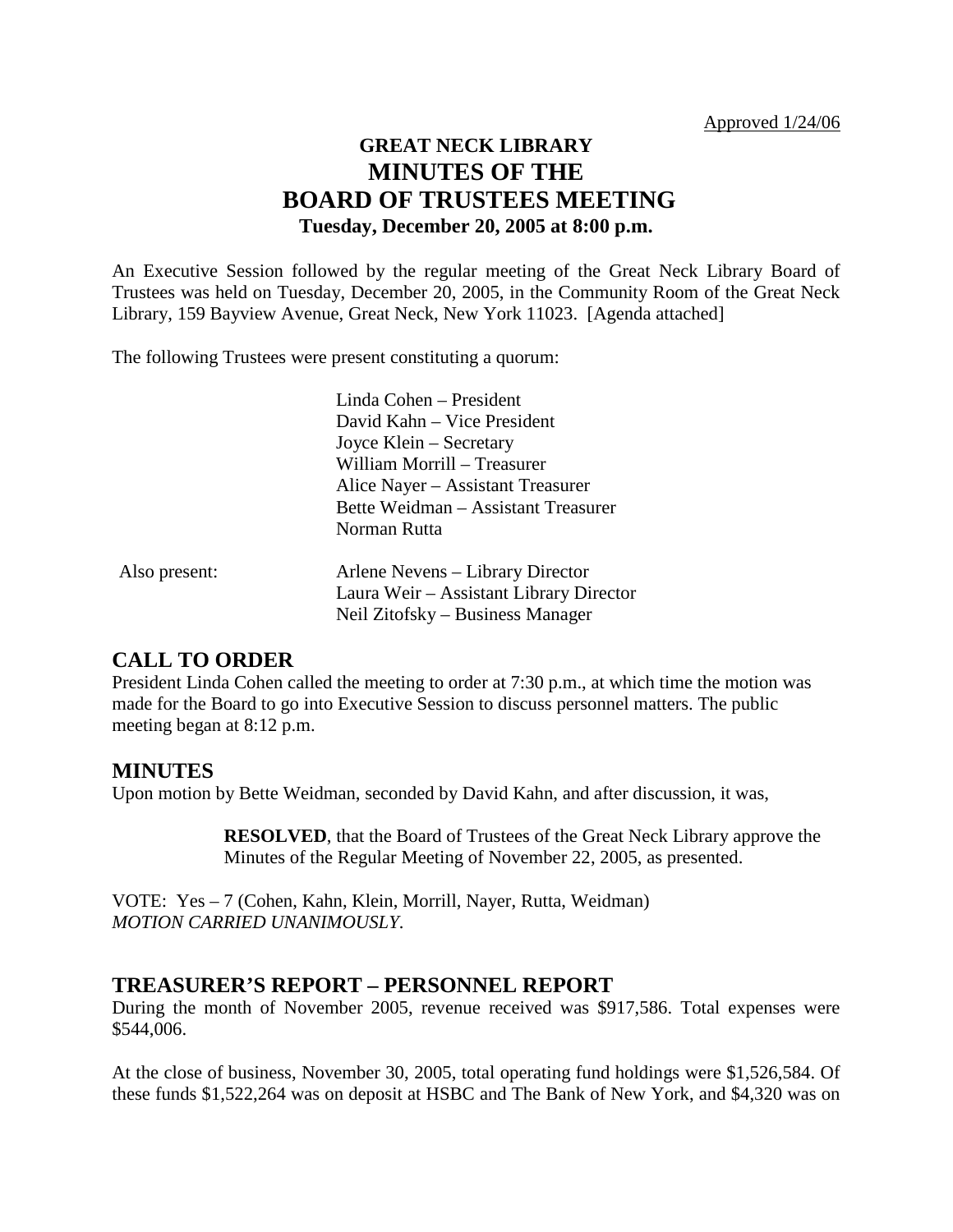Approved 1/24/06

# GREAT NECK LIBRARY
# MINUTES OF THE
# BOARD OF TRUSTEES MEETING
### Tuesday, December 20, 2005 at 8:00 p.m.

An Executive Session followed by the regular meeting of the Great Neck Library Board of Trustees was held on Tuesday, December 20, 2005, in the Community Room of the Great Neck Library, 159 Bayview Avenue, Great Neck, New York 11023. [Agenda attached]

The following Trustees were present constituting a quorum:

Linda Cohen – President
David Kahn – Vice President
Joyce Klein – Secretary
William Morrill – Treasurer
Alice Nayer – Assistant Treasurer
Bette Weidman – Assistant Treasurer
Norman Rutta

Also present:

Arlene Nevens – Library Director
Laura Weir – Assistant Library Director
Neil Zitofsky – Business Manager

## CALL TO ORDER

President Linda Cohen called the meeting to order at 7:30 p.m., at which time the motion was made for the Board to go into Executive Session to discuss personnel matters. The public meeting began at 8:12 p.m.

## MINUTES

Upon motion by Bette Weidman, seconded by David Kahn, and after discussion, it was,

> **RESOLVED**, that the Board of Trustees of the Great Neck Library approve the Minutes of the Regular Meeting of November 22, 2005, as presented.

VOTE: Yes – 7 (Cohen, Kahn, Klein, Morrill, Nayer, Rutta, Weidman)
*MOTION CARRIED UNANIMOUSLY.*

## TREASURER'S REPORT – PERSONNEL REPORT

During the month of November 2005, revenue received was $917,586. Total expenses were $544,006.

At the close of business, November 30, 2005, total operating fund holdings were $1,526,584. Of these funds $1,522,264 was on deposit at HSBC and The Bank of New York, and $4,320 was on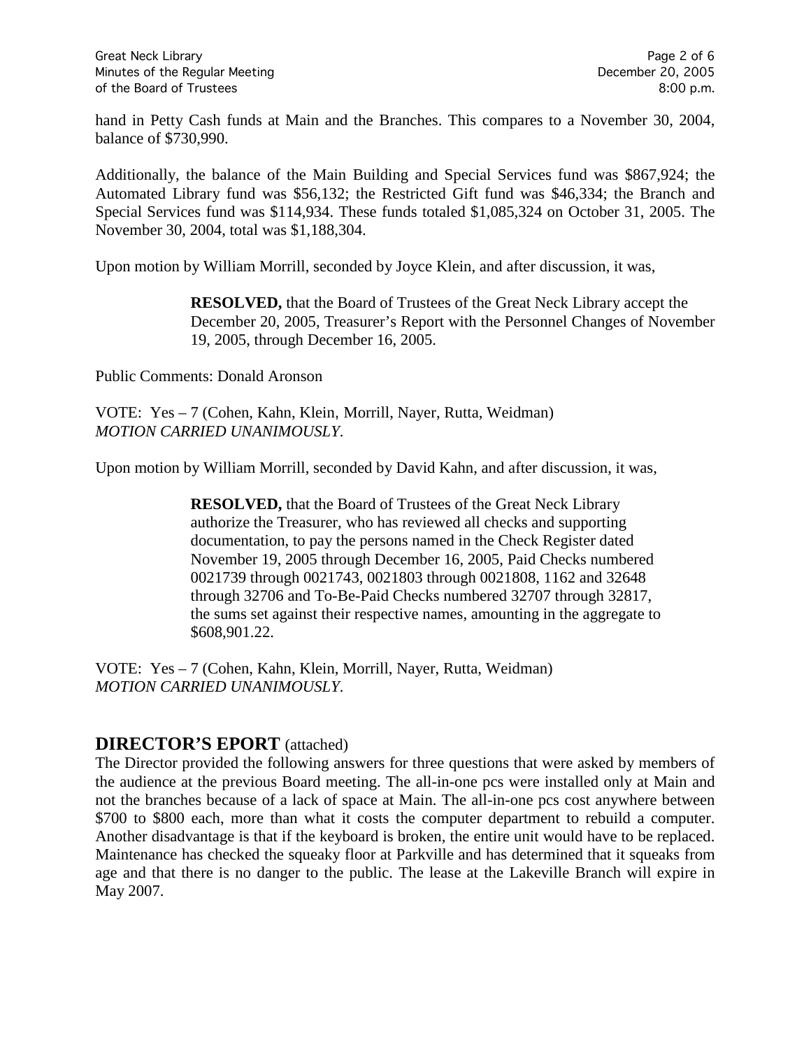hand in Petty Cash funds at Main and the Branches. This compares to a November 30, 2004, balance of $730,990.

Additionally, the balance of the Main Building and Special Services fund was $867,924; the Automated Library fund was $56,132; the Restricted Gift fund was $46,334; the Branch and Special Services fund was $114,934. These funds totaled $1,085,324 on October 31, 2005. The November 30, 2004, total was $1,188,304.

Upon motion by William Morrill, seconded by Joyce Klein, and after discussion, it was,

> **RESOLVED,** that the Board of Trustees of the Great Neck Library accept the December 20, 2005, Treasurer's Report with the Personnel Changes of November 19, 2005, through December 16, 2005.

Public Comments: Donald Aronson

VOTE: Yes – 7 (Cohen, Kahn, Klein, Morrill, Nayer, Rutta, Weidman)
*MOTION CARRIED UNANIMOUSLY.*

Upon motion by William Morrill, seconded by David Kahn, and after discussion, it was,

> **RESOLVED,** that the Board of Trustees of the Great Neck Library authorize the Treasurer, who has reviewed all checks and supporting documentation, to pay the persons named in the Check Register dated November 19, 2005 through December 16, 2005, Paid Checks numbered 0021739 through 0021743, 0021803 through 0021808, 1162 and 32648 through 32706 and To-Be-Paid Checks numbered 32707 through 32817, the sums set against their respective names, amounting in the aggregate to $608,901.22.

VOTE: Yes – 7 (Cohen, Kahn, Klein, Morrill, Nayer, Rutta, Weidman)
*MOTION CARRIED UNANIMOUSLY.*

## DIRECTOR'S EPORT (attached)

The Director provided the following answers for three questions that were asked by members of the audience at the previous Board meeting. The all-in-one pcs were installed only at Main and not the branches because of a lack of space at Main. The all-in-one pcs cost anywhere between $700 to $800 each, more than what it costs the computer department to rebuild a computer. Another disadvantage is that if the keyboard is broken, the entire unit would have to be replaced. Maintenance has checked the squeaky floor at Parkville and has determined that it squeaks from age and that there is no danger to the public. The lease at the Lakeville Branch will expire in May 2007.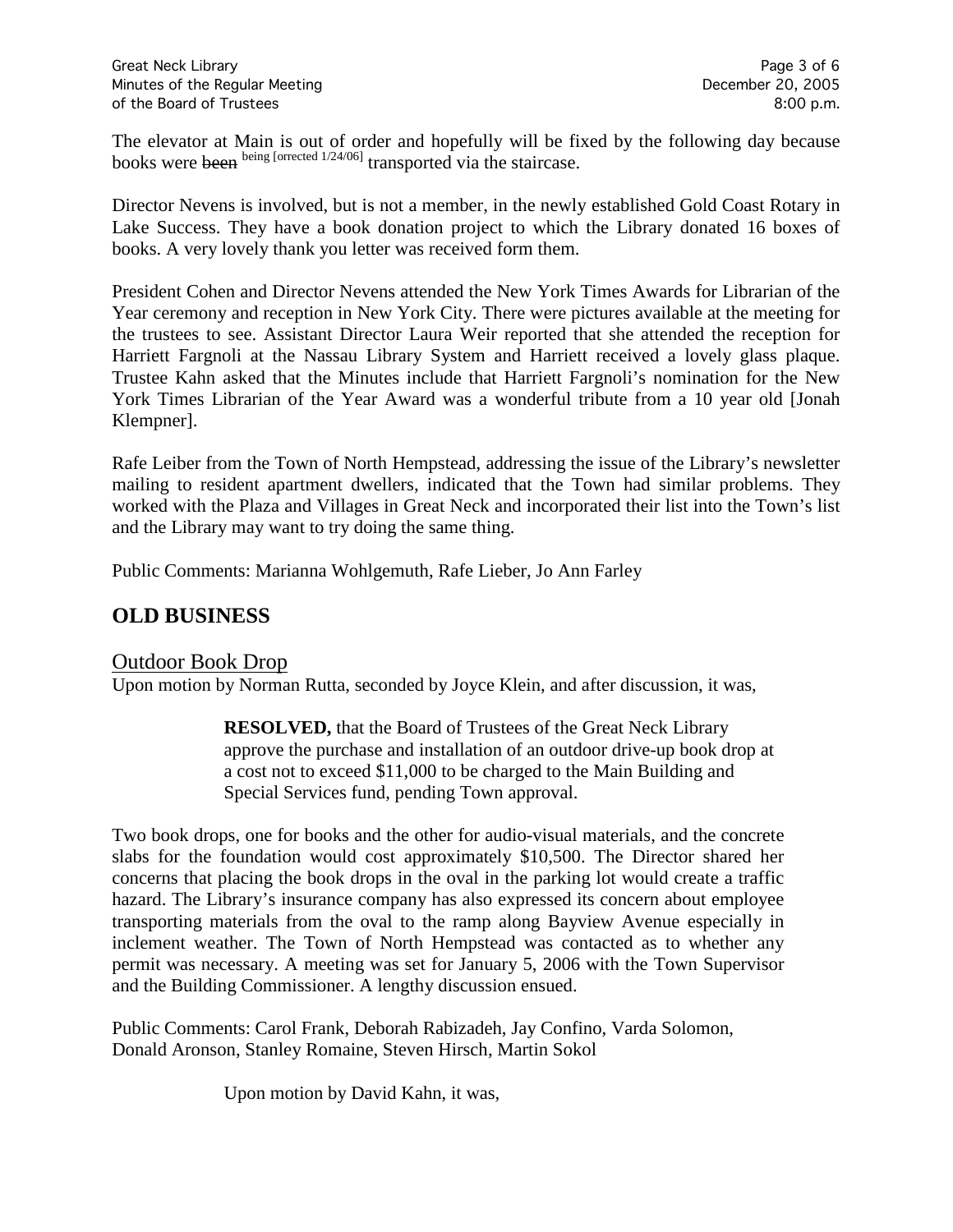The elevator at Main is out of order and hopefully will be fixed by the following day because books were ~~been~~ being [orrected 1/24/06] transported via the staircase.

Director Nevens is involved, but is not a member, in the newly established Gold Coast Rotary in Lake Success. They have a book donation project to which the Library donated 16 boxes of books. A very lovely thank you letter was received form them.

President Cohen and Director Nevens attended the New York Times Awards for Librarian of the Year ceremony and reception in New York City. There were pictures available at the meeting for the trustees to see. Assistant Director Laura Weir reported that she attended the reception for Harriett Fargnoli at the Nassau Library System and Harriett received a lovely glass plaque. Trustee Kahn asked that the Minutes include that Harriett Fargnoli's nomination for the New York Times Librarian of the Year Award was a wonderful tribute from a 10 year old [Jonah Klempner].

Rafe Leiber from the Town of North Hempstead, addressing the issue of the Library's newsletter mailing to resident apartment dwellers, indicated that the Town had similar problems. They worked with the Plaza and Villages in Great Neck and incorporated their list into the Town's list and the Library may want to try doing the same thing.

Public Comments: Marianna Wohlgemuth, Rafe Lieber, Jo Ann Farley

## OLD BUSINESS

### Outdoor Book Drop

Upon motion by Norman Rutta, seconded by Joyce Klein, and after discussion, it was,

> **RESOLVED,** that the Board of Trustees of the Great Neck Library approve the purchase and installation of an outdoor drive-up book drop at a cost not to exceed $11,000 to be charged to the Main Building and Special Services fund, pending Town approval.

Two book drops, one for books and the other for audio-visual materials, and the concrete slabs for the foundation would cost approximately $10,500. The Director shared her concerns that placing the book drops in the oval in the parking lot would create a traffic hazard. The Library's insurance company has also expressed its concern about employee transporting materials from the oval to the ramp along Bayview Avenue especially in inclement weather. The Town of North Hempstead was contacted as to whether any permit was necessary. A meeting was set for January 5, 2006 with the Town Supervisor and the Building Commissioner. A lengthy discussion ensued.

Public Comments: Carol Frank, Deborah Rabizadeh, Jay Confino, Varda Solomon, Donald Aronson, Stanley Romaine, Steven Hirsch, Martin Sokol

Upon motion by David Kahn, it was,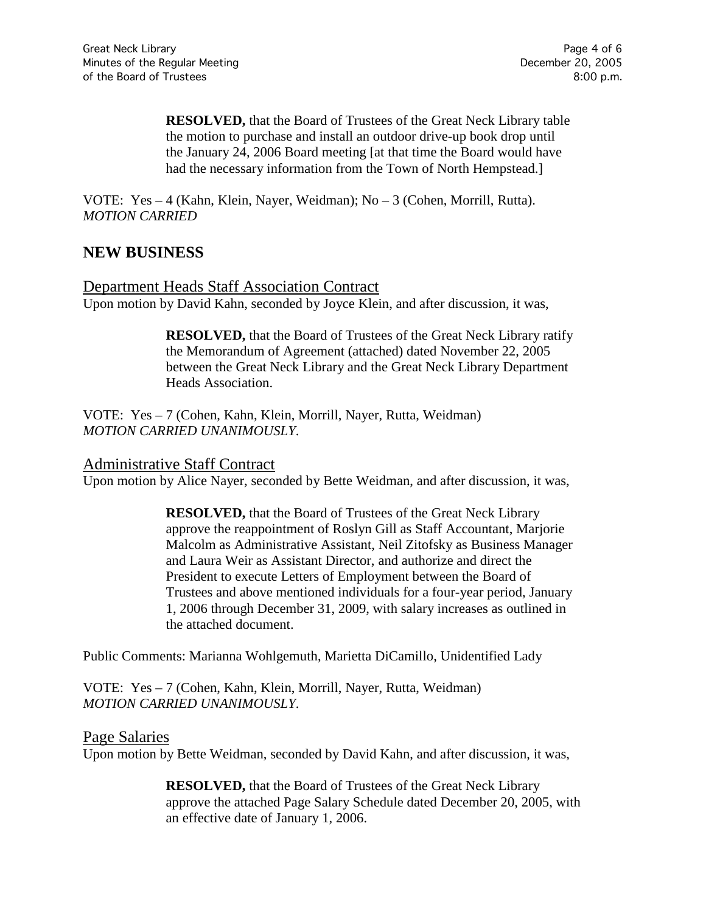> **RESOLVED,** that the Board of Trustees of the Great Neck Library table the motion to purchase and install an outdoor drive-up book drop until the January 24, 2006 Board meeting [at that time the Board would have had the necessary information from the Town of North Hempstead.]

VOTE: Yes – 4 (Kahn, Klein, Nayer, Weidman); No – 3 (Cohen, Morrill, Rutta).
*MOTION CARRIED*

## NEW BUSINESS

### Department Heads Staff Association Contract

Upon motion by David Kahn, seconded by Joyce Klein, and after discussion, it was,

> **RESOLVED,** that the Board of Trustees of the Great Neck Library ratify the Memorandum of Agreement (attached) dated November 22, 2005 between the Great Neck Library and the Great Neck Library Department Heads Association.

VOTE: Yes – 7 (Cohen, Kahn, Klein, Morrill, Nayer, Rutta, Weidman)
*MOTION CARRIED UNANIMOUSLY*.

### Administrative Staff Contract

Upon motion by Alice Nayer, seconded by Bette Weidman, and after discussion, it was,

> **RESOLVED,** that the Board of Trustees of the Great Neck Library approve the reappointment of Roslyn Gill as Staff Accountant, Marjorie Malcolm as Administrative Assistant, Neil Zitofsky as Business Manager and Laura Weir as Assistant Director, and authorize and direct the President to execute Letters of Employment between the Board of Trustees and above mentioned individuals for a four-year period, January 1, 2006 through December 31, 2009, with salary increases as outlined in the attached document.

Public Comments: Marianna Wohlgemuth, Marietta DiCamillo, Unidentified Lady

VOTE: Yes – 7 (Cohen, Kahn, Klein, Morrill, Nayer, Rutta, Weidman)
*MOTION CARRIED UNANIMOUSLY*.

### Page Salaries

Upon motion by Bette Weidman, seconded by David Kahn, and after discussion, it was,

> **RESOLVED,** that the Board of Trustees of the Great Neck Library approve the attached Page Salary Schedule dated December 20, 2005, with an effective date of January 1, 2006.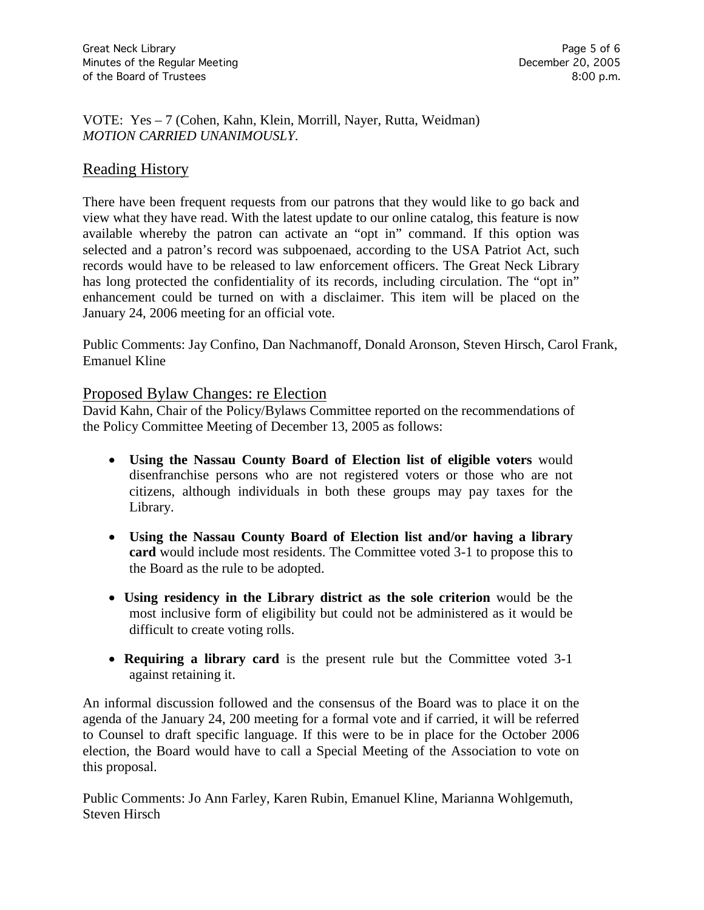VOTE: Yes – 7 (Cohen, Kahn, Klein, Morrill, Nayer, Rutta, Weidman)
*MOTION CARRIED UNANIMOUSLY.*

## Reading History

There have been frequent requests from our patrons that they would like to go back and view what they have read. With the latest update to our online catalog, this feature is now available whereby the patron can activate an "opt in" command. If this option was selected and a patron's record was subpoenaed, according to the USA Patriot Act, such records would have to be released to law enforcement officers. The Great Neck Library has long protected the confidentiality of its records, including circulation. The "opt in" enhancement could be turned on with a disclaimer. This item will be placed on the January 24, 2006 meeting for an official vote.

Public Comments: Jay Confino, Dan Nachmanoff, Donald Aronson, Steven Hirsch, Carol Frank, Emanuel Kline

## Proposed Bylaw Changes: re Election

David Kahn, Chair of the Policy/Bylaws Committee reported on the recommendations of the Policy Committee Meeting of December 13, 2005 as follows:

- **Using the Nassau County Board of Election list of eligible voters** would disenfranchise persons who are not registered voters or those who are not citizens, although individuals in both these groups may pay taxes for the Library.
- **Using the Nassau County Board of Election list and/or having a library card** would include most residents. The Committee voted 3-1 to propose this to the Board as the rule to be adopted.
- **Using residency in the Library district as the sole criterion** would be the most inclusive form of eligibility but could not be administered as it would be difficult to create voting rolls.
- **Requiring a library card** is the present rule but the Committee voted 3-1 against retaining it.

An informal discussion followed and the consensus of the Board was to place it on the agenda of the January 24, 200 meeting for a formal vote and if carried, it will be referred to Counsel to draft specific language. If this were to be in place for the October 2006 election, the Board would have to call a Special Meeting of the Association to vote on this proposal.

Public Comments: Jo Ann Farley, Karen Rubin, Emanuel Kline, Marianna Wohlgemuth, Steven Hirsch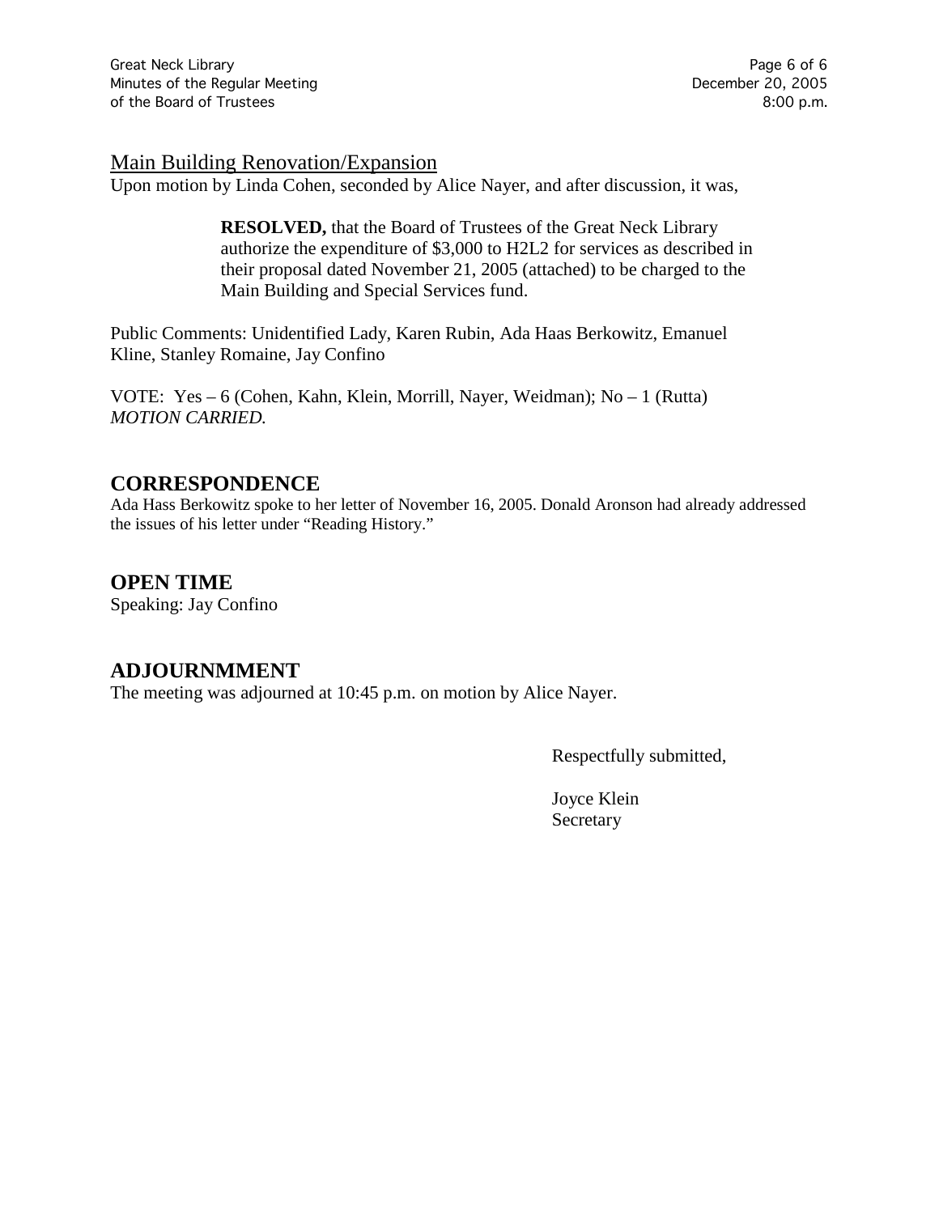## Main Building Renovation/Expansion

Upon motion by Linda Cohen, seconded by Alice Nayer, and after discussion, it was,

> **RESOLVED,** that the Board of Trustees of the Great Neck Library authorize the expenditure of $3,000 to H2L2 for services as described in their proposal dated November 21, 2005 (attached) to be charged to the Main Building and Special Services fund.

Public Comments: Unidentified Lady, Karen Rubin, Ada Haas Berkowitz, Emanuel Kline, Stanley Romaine, Jay Confino

VOTE: Yes – 6 (Cohen, Kahn, Klein, Morrill, Nayer, Weidman); No – 1 (Rutta)
*MOTION CARRIED.*

## CORRESPONDENCE

Ada Hass Berkowitz spoke to her letter of November 16, 2005. Donald Aronson had already addressed the issues of his letter under "Reading History."

## OPEN TIME

Speaking: Jay Confino

## ADJOURNMMENT

The meeting was adjourned at 10:45 p.m. on motion by Alice Nayer.

Respectfully submitted,

Joyce Klein
Secretary